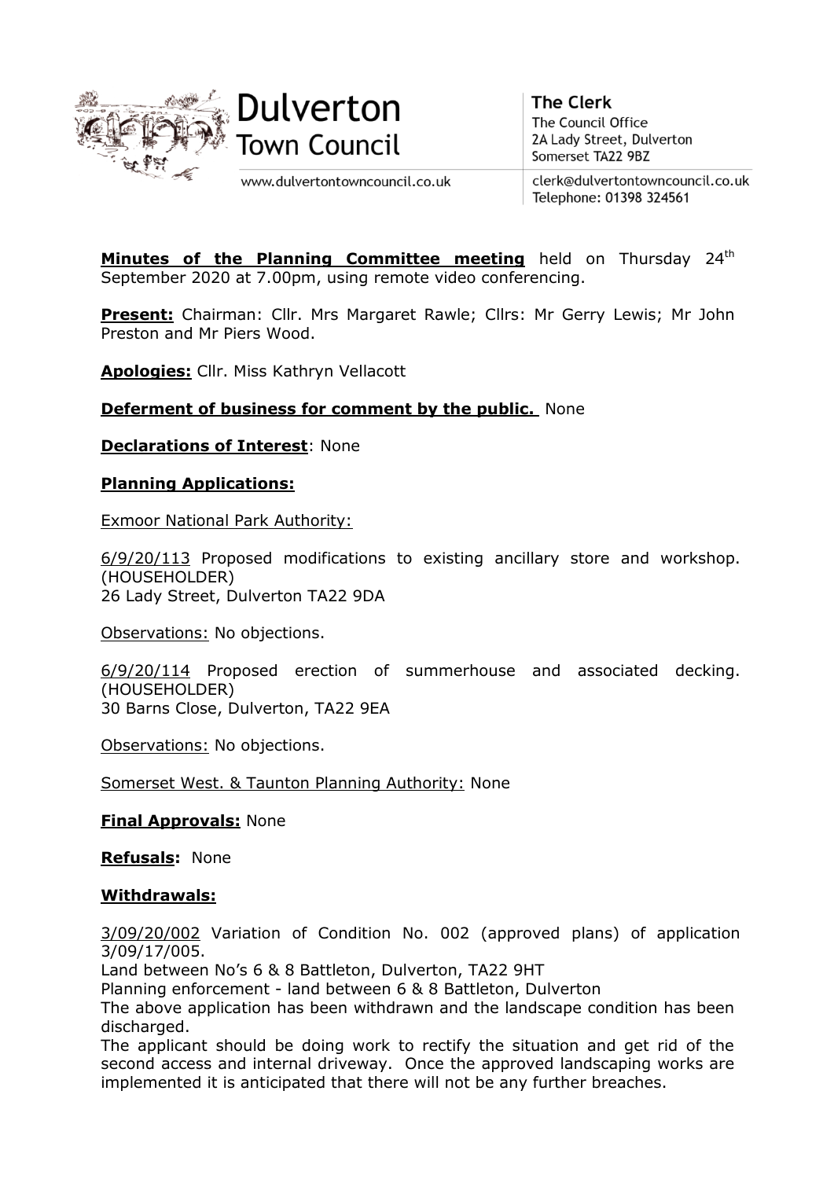Dulverton Town Council

www.dulvertontowncouncil.co.uk

**The Clerk**
The Council Office
2A Lady Street, Dulverton
Somerset TA22 9BZ

clerk@dulvertontowncouncil.co.uk
Telephone: 01398 324561

**Minutes of the Planning Committee meeting** held on Thursday 24th September 2020 at 7.00pm, using remote video conferencing.

**Present:** Chairman: Cllr. Mrs Margaret Rawle; Cllrs: Mr Gerry Lewis; Mr John Preston and Mr Piers Wood.

**Apologies:** Cllr. Miss Kathryn Vellacott

**Deferment of business for comment by the public.** None

**Declarations of Interest**: None

**Planning Applications:**

Exmoor National Park Authority:

6/9/20/113 Proposed modifications to existing ancillary store and workshop. (HOUSEHOLDER)
26 Lady Street, Dulverton TA22 9DA

Observations: No objections.

6/9/20/114 Proposed erection of summerhouse and associated decking. (HOUSEHOLDER)
30 Barns Close, Dulverton, TA22 9EA

Observations: No objections.

Somerset West. & Taunton Planning Authority: None

**Final Approvals:** None

**Refusals:** None

**Withdrawals:**

3/09/20/002 Variation of Condition No. 002 (approved plans) of application 3/09/17/005.
Land between No's 6 & 8 Battleton, Dulverton, TA22 9HT
Planning enforcement - land between 6 & 8 Battleton, Dulverton
The above application has been withdrawn and the landscape condition has been discharged.
The applicant should be doing work to rectify the situation and get rid of the second access and internal driveway. Once the approved landscaping works are implemented it is anticipated that there will not be any further breaches.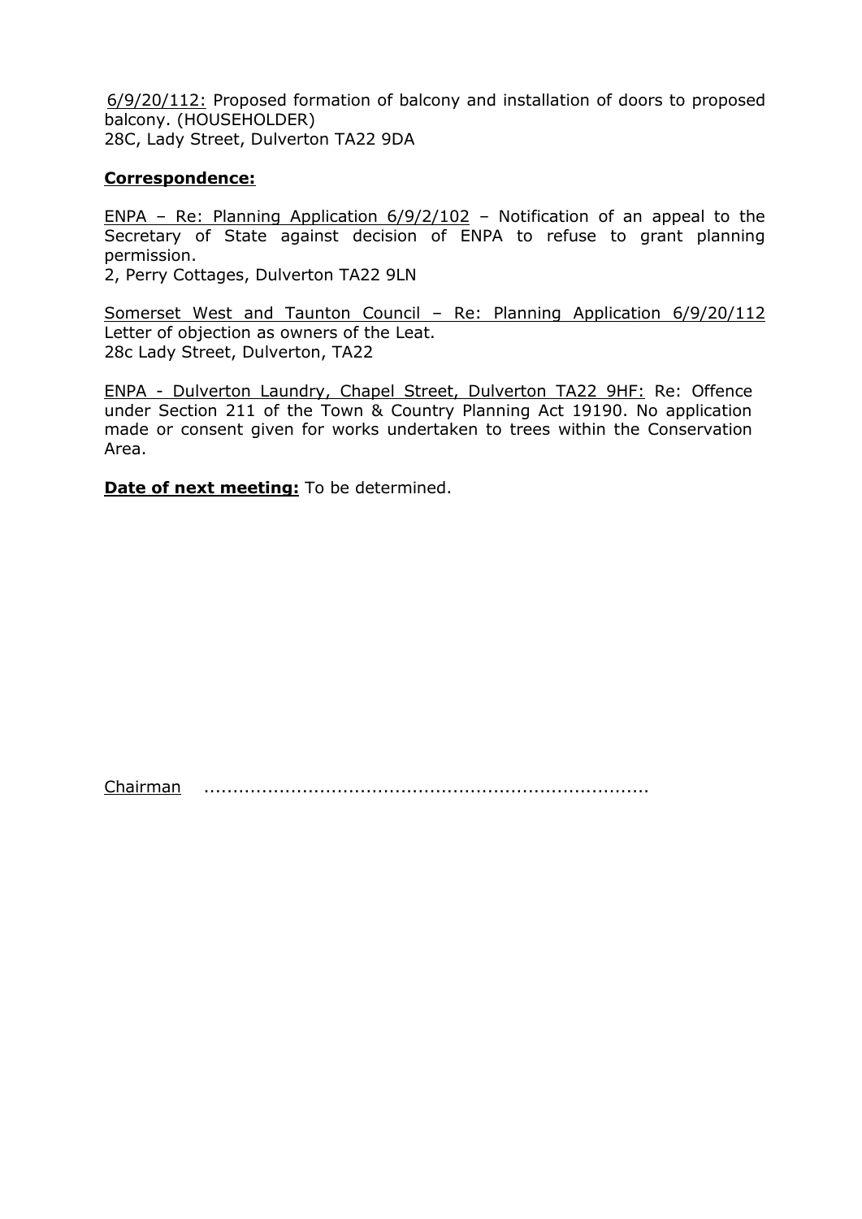6/9/20/112: Proposed formation of balcony and installation of doors to proposed balcony. (HOUSEHOLDER)
28C, Lady Street, Dulverton TA22 9DA

**Correspondence:**

ENPA – Re: Planning Application 6/9/2/102 – Notification of an appeal to the Secretary of State against decision of ENPA to refuse to grant planning permission.
2, Perry Cottages, Dulverton TA22 9LN

Somerset West and Taunton Council – Re: Planning Application 6/9/20/112
Letter of objection as owners of the Leat.
28c Lady Street, Dulverton, TA22

ENPA - Dulverton Laundry, Chapel Street, Dulverton TA22 9HF: Re: Offence under Section 211 of the Town & Country Planning Act 19190. No application made or consent given for works undertaken to trees within the Conservation Area.

**Date of next meeting:** To be determined.

Chairman ..........................................................................